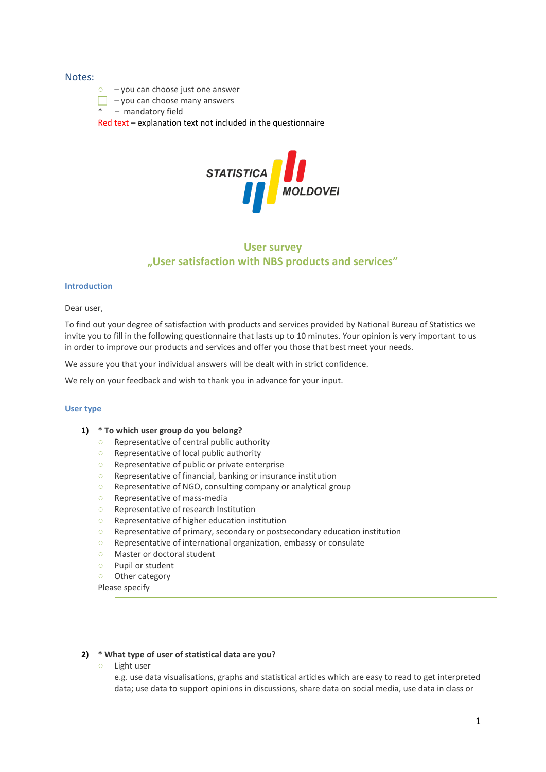Notes:

- ○ – you can choose just one answer
- ☐ – you can choose many answers
- * – mandatory field
- Red text – explanation text not included in the questionnaire

---

STATISTICA MOLDOVEI

## User survey
## „User satisfaction with NBS products and services"

### Introduction

Dear user,

To find out your degree of satisfaction with products and services provided by National Bureau of Statistics we invite you to fill in the following questionnaire that lasts up to 10 minutes. Your opinion is very important to us in order to improve our products and services and offer you those that best meet your needs.

We assure you that your individual answers will be dealt with in strict confidence.

We rely on your feedback and wish to thank you in advance for your input.

### User type

**1) * To which user group do you belong?**

- ○ Representative of central public authority
- ○ Representative of local public authority
- ○ Representative of public or private enterprise
- ○ Representative of financial, banking or insurance institution
- ○ Representative of NGO, consulting company or analytical group
- ○ Representative of mass-media
- ○ Representative of research Institution
- ○ Representative of higher education institution
- ○ Representative of primary, secondary or postsecondary education institution
- ○ Representative of international organization, embassy or consulate
- ○ Master or doctoral student
- ○ Pupil or student
- ○ Other category

Please specify

**2) * What type of user of statistical data are you?**

- ○ Light user

  e.g. use data visualisations, graphs and statistical articles which are easy to read to get interpreted data; use data to support opinions in discussions, share data on social media, use data in class or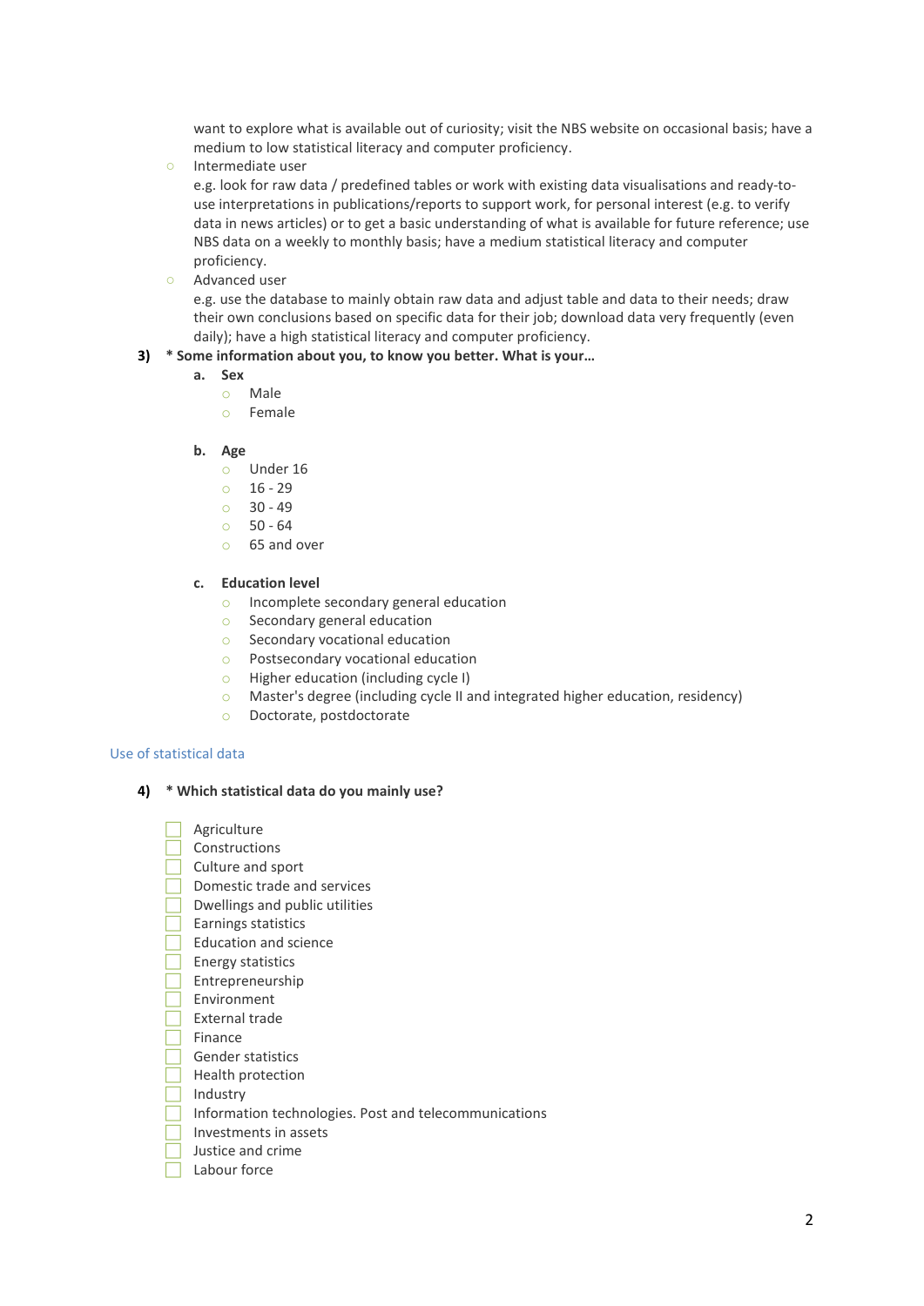want to explore what is available out of curiosity; visit the NBS website on occasional basis; have a medium to low statistical literacy and computer proficiency.

- ○ Intermediate user
  e.g. look for raw data / predefined tables or work with existing data visualisations and ready-to-use interpretations in publications/reports to support work, for personal interest (e.g. to verify data in news articles) or to get a basic understanding of what is available for future reference; use NBS data on a weekly to monthly basis; have a medium statistical literacy and computer proficiency.
- ○ Advanced user
  e.g. use the database to mainly obtain raw data and adjust table and data to their needs; draw their own conclusions based on specific data for their job; download data very frequently (even daily); have a high statistical literacy and computer proficiency.

**3) \* Some information about you, to know you better. What is your…**

**a. Sex**

- ○ Male
- ○ Female

**b. Age**

- ○ Under 16
- ○ 16 - 29
- ○ 30 - 49
- ○ 50 - 64
- ○ 65 and over

**c. Education level**

- ○ Incomplete secondary general education
- ○ Secondary general education
- ○ Secondary vocational education
- ○ Postsecondary vocational education
- ○ Higher education (including cycle I)
- ○ Master's degree (including cycle II and integrated higher education, residency)
- ○ Doctorate, postdoctorate

## Use of statistical data

**4) \* Which statistical data do you mainly use?**

- ☐ Agriculture
- ☐ Constructions
- ☐ Culture and sport
- ☐ Domestic trade and services
- ☐ Dwellings and public utilities
- ☐ Earnings statistics
- ☐ Education and science
- ☐ Energy statistics
- ☐ Entrepreneurship
- ☐ Environment
- ☐ External trade
- ☐ Finance
- ☐ Gender statistics
- ☐ Health protection
- ☐ Industry
- ☐ Information technologies. Post and telecommunications
- ☐ Investments in assets
- ☐ Justice and crime
- ☐ Labour force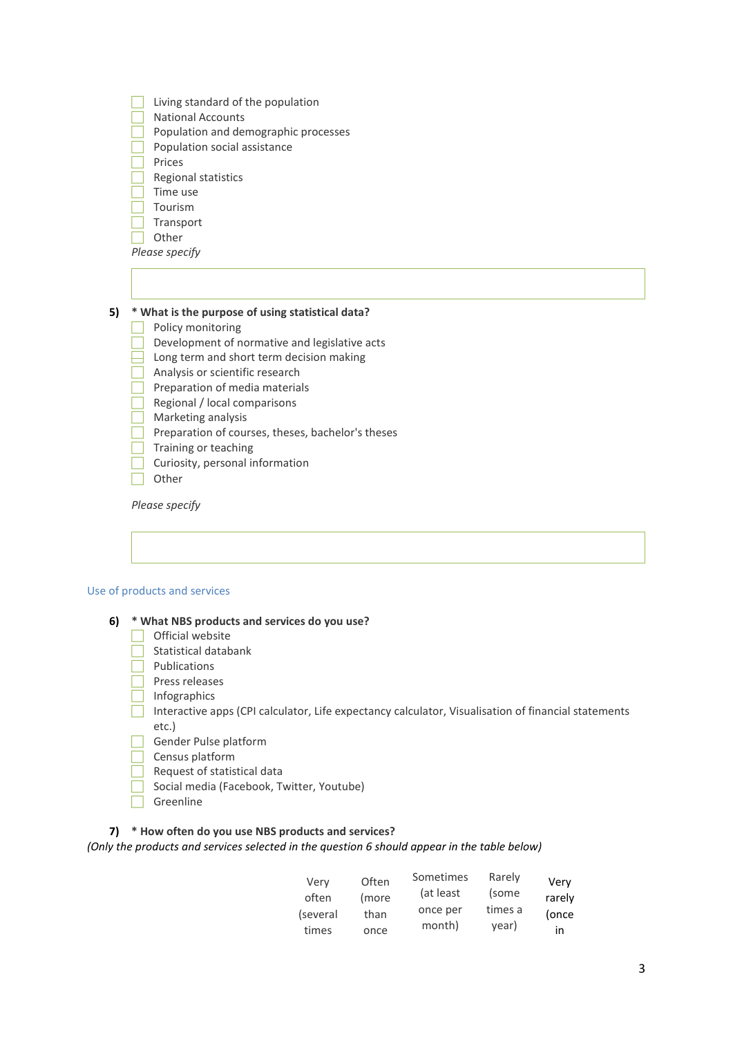- [ ] Living standard of the population
- [ ] National Accounts
- [ ] Population and demographic processes
- [ ] Population social assistance
- [ ] Prices
- [ ] Regional statistics
- [ ] Time use
- [ ] Tourism
- [ ] Transport
- [ ] Other

*Please specify*

| |
|---|
| |

5) **\* What is the purpose of using statistical data?**

- [ ] Policy monitoring
- [ ] Development of normative and legislative acts
- [ ] Long term and short term decision making
- [ ] Analysis or scientific research
- [ ] Preparation of media materials
- [ ] Regional / local comparisons
- [ ] Marketing analysis
- [ ] Preparation of courses, theses, bachelor's theses
- [ ] Training or teaching
- [ ] Curiosity, personal information
- [ ] Other

*Please specify*

| |
|---|
| |

## Use of products and services

6) **\* What NBS products and services do you use?**

- [ ] Official website
- [ ] Statistical databank
- [ ] Publications
- [ ] Press releases
- [ ] Infographics
- [ ] Interactive apps (CPI calculator, Life expectancy calculator, Visualisation of financial statements etc.)
- [ ] Gender Pulse platform
- [ ] Census platform
- [ ] Request of statistical data
- [ ] Social media (Facebook, Twitter, Youtube)
- [ ] Greenline

7) **\* How often do you use NBS products and services?**

*(Only the products and services selected in the question 6 should appear in the table below)*

| | Very often (several times | Often (more than once | Sometimes (at least once per month) | Rarely (some times a year) | Very rarely (once in |
|---|---|---|---|---|---|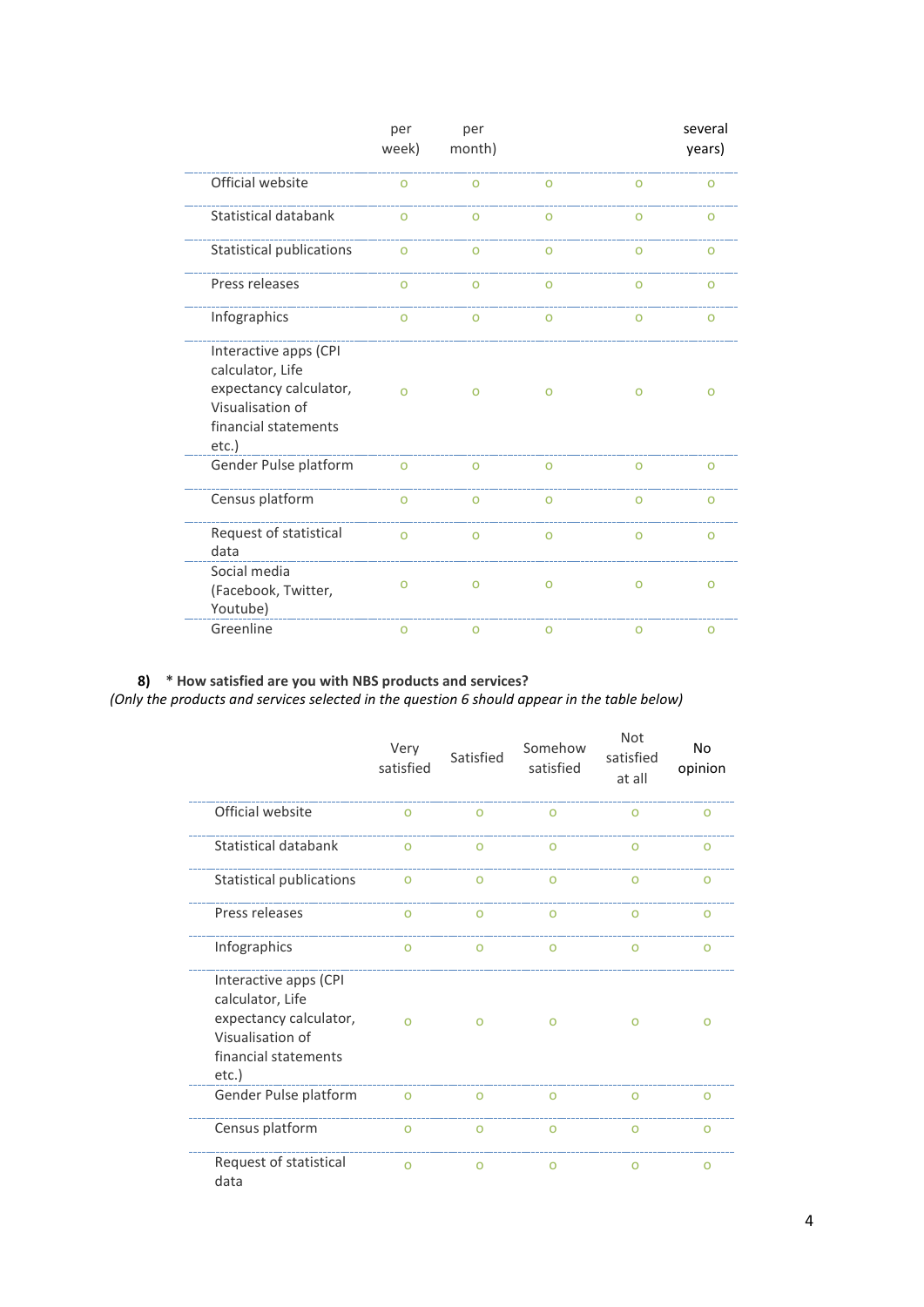| | per week) | per month) | | | several years) |
|---|---|---|---|---|---|
| Official website | o | o | o | o | o |
| Statistical databank | o | o | o | o | o |
| Statistical publications | o | o | o | o | o |
| Press releases | o | o | o | o | o |
| Infographics | o | o | o | o | o |
| Interactive apps (CPI calculator, Life expectancy calculator, Visualisation of financial statements etc.) | o | o | o | o | o |
| Gender Pulse platform | o | o | o | o | o |
| Census platform | o | o | o | o | o |
| Request of statistical data | o | o | o | o | o |
| Social media (Facebook, Twitter, Youtube) | o | o | o | o | o |
| Greenline | o | o | o | o | o |

**8) * How satisfied are you with NBS products and services?**

*(Only the products and services selected in the question 6 should appear in the table below)*

| | Very satisfied | Satisfied | Somehow satisfied | Not satisfied at all | No opinion |
|---|---|---|---|---|---|
| Official website | o | o | o | o | o |
| Statistical databank | o | o | o | o | o |
| Statistical publications | o | o | o | o | o |
| Press releases | o | o | o | o | o |
| Infographics | o | o | o | o | o |
| Interactive apps (CPI calculator, Life expectancy calculator, Visualisation of financial statements etc.) | o | o | o | o | o |
| Gender Pulse platform | o | o | o | o | o |
| Census platform | o | o | o | o | o |
| Request of statistical data | o | o | o | o | o |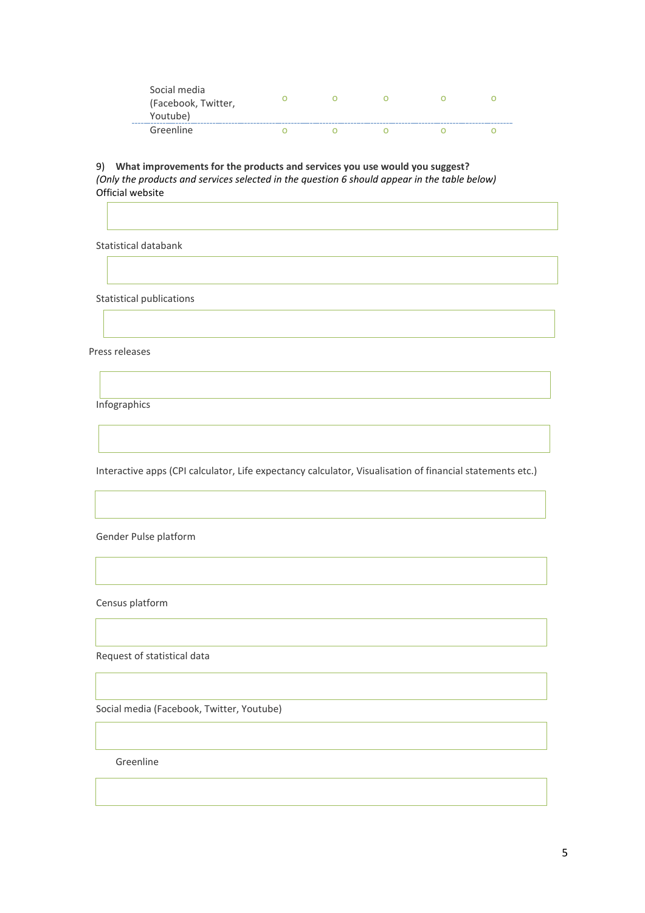| | | | | | |
|---|---|---|---|---|---|
| Social media (Facebook, Twitter, Youtube) | o | o | o | o | o |
| Greenline | o | o | o | o | o |

9) **What improvements for the products and services you use would you suggest?**
*(Only the products and services selected in the question 6 should appear in the table below)*

Official website

Statistical databank

Statistical publications

Press releases

Infographics

Interactive apps (CPI calculator, Life expectancy calculator, Visualisation of financial statements etc.)

Gender Pulse platform

Census platform

Request of statistical data

Social media (Facebook, Twitter, Youtube)

Greenline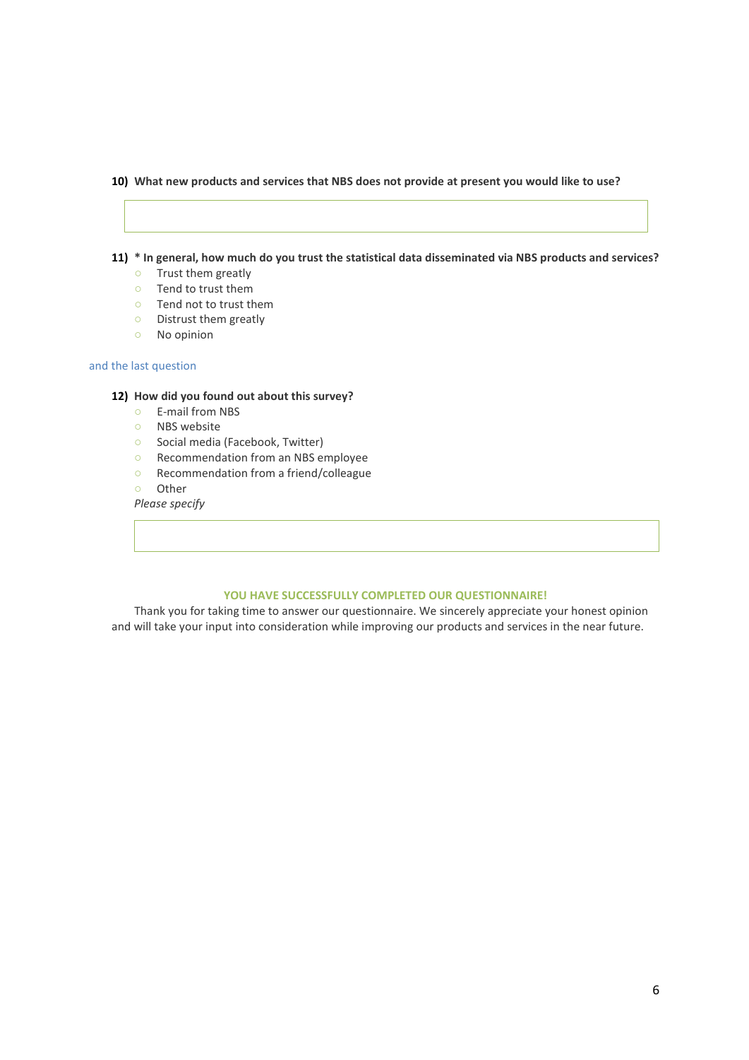**10) What new products and services that NBS does not provide at present you would like to use?**

**11) * In general, how much do you trust the statistical data disseminated via NBS products and services?**

- ○ Trust them greatly
- ○ Tend to trust them
- ○ Tend not to trust them
- ○ Distrust them greatly
- ○ No opinion

and the last question

**12) How did you found out about this survey?**

- ○ E-mail from NBS
- ○ NBS website
- ○ Social media (Facebook, Twitter)
- ○ Recommendation from an NBS employee
- ○ Recommendation from a friend/colleague
- ○ Other

*Please specify*

**YOU HAVE SUCCESSFULLY COMPLETED OUR QUESTIONNAIRE!**

Thank you for taking time to answer our questionnaire. We sincerely appreciate your honest opinion and will take your input into consideration while improving our products and services in the near future.